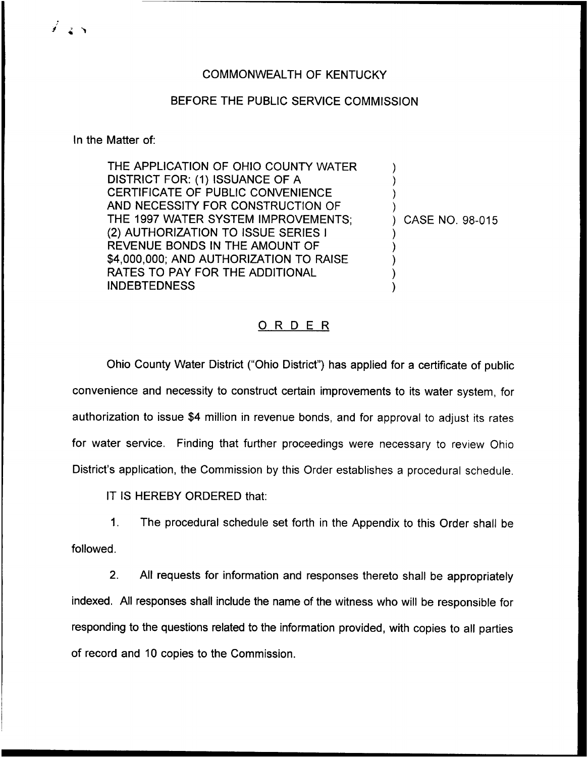COMMONWEALTH OF KENTUCKY

BEFORE THE PUBLIC SERVICE COMMISSION

In the Matter of:

THE APPLICATION OF OHIO COUNTY WATER DISTRICT FOR: (1) ISSUANCE OF A CERTIFICATE OF PUBLIC CONVENIENCE AND NECESSITY FOR CONSTRUCTION OF THE 1997 WATER SYSTEM IMPROVEMENTS; (2) AUTHORIZATION TO ISSUE SERIES I REVENUE BONDS IN THE AMOUNT OF $4,000,000; AND AUTHORIZATION TO RAISE RATES TO PAY FOR THE ADDITIONAL INDEBTEDNESS

) CASE NO. 98-015

## ORDER

Ohio County Water District ("Ohio District") has applied for a certificate of public convenience and necessity to construct certain improvements to its water system, for authorization to issue $4 million in revenue bonds, and for approval to adjust its rates for water service. Finding that further proceedings were necessary to review Ohio District's application, the Commission by this Order establishes a procedural schedule.

IT IS HEREBY ORDERED that:

1. The procedural schedule set forth in the Appendix to this Order shall be followed.

2. All requests for information and responses thereto shall be appropriately indexed. All responses shall include the name of the witness who will be responsible for responding to the questions related to the information provided, with copies to all parties of record and 10 copies to the Commission.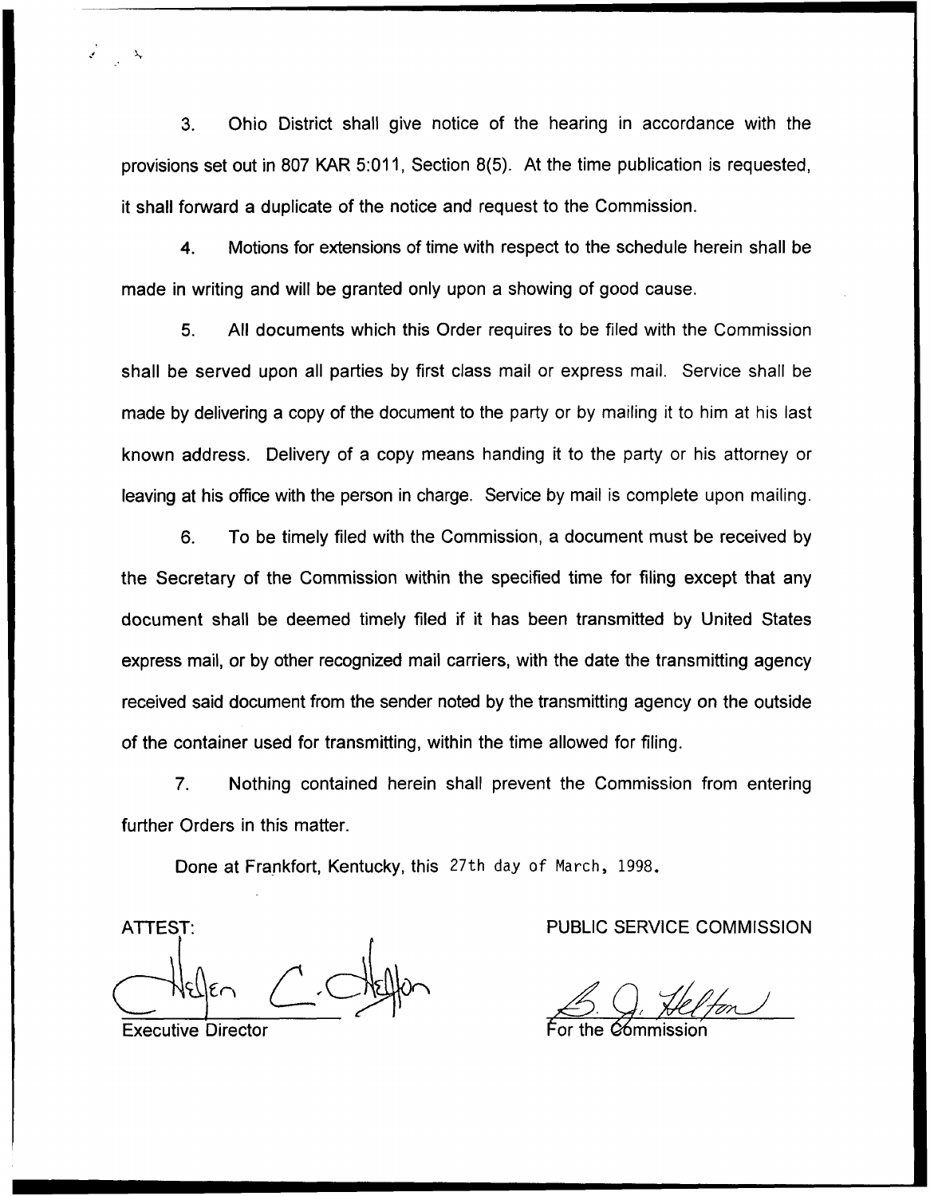3. Ohio District shall give notice of the hearing in accordance with the provisions set out in 807 KAR 5:011, Section 8(5). At the time publication is requested, it shall forward a duplicate of the notice and request to the Commission.

4. Motions for extensions of time with respect to the schedule herein shall be made in writing and will be granted only upon a showing of good cause.

5. All documents which this Order requires to be filed with the Commission shall be served upon all parties by first class mail or express mail. Service shall be made by delivering a copy of the document to the party or by mailing it to him at his last known address. Delivery of a copy means handing it to the party or his attorney or leaving at his office with the person in charge. Service by mail is complete upon mailing.

6. To be timely filed with the Commission, a document must be received by the Secretary of the Commission within the specified time for filing except that any document shall be deemed timely filed if it has been transmitted by United States express mail, or by other recognized mail carriers, with the date the transmitting agency received said document from the sender noted by the transmitting agency on the outside of the container used for transmitting, within the time allowed for filing.

7. Nothing contained herein shall prevent the Commission from entering further Orders in this matter.

Done at Frankfort, Kentucky, this 27th day of March, 1998.

ATTEST:

Helen C. Helton

Executive Director

PUBLIC SERVICE COMMISSION

B. J. Helton

For the Commission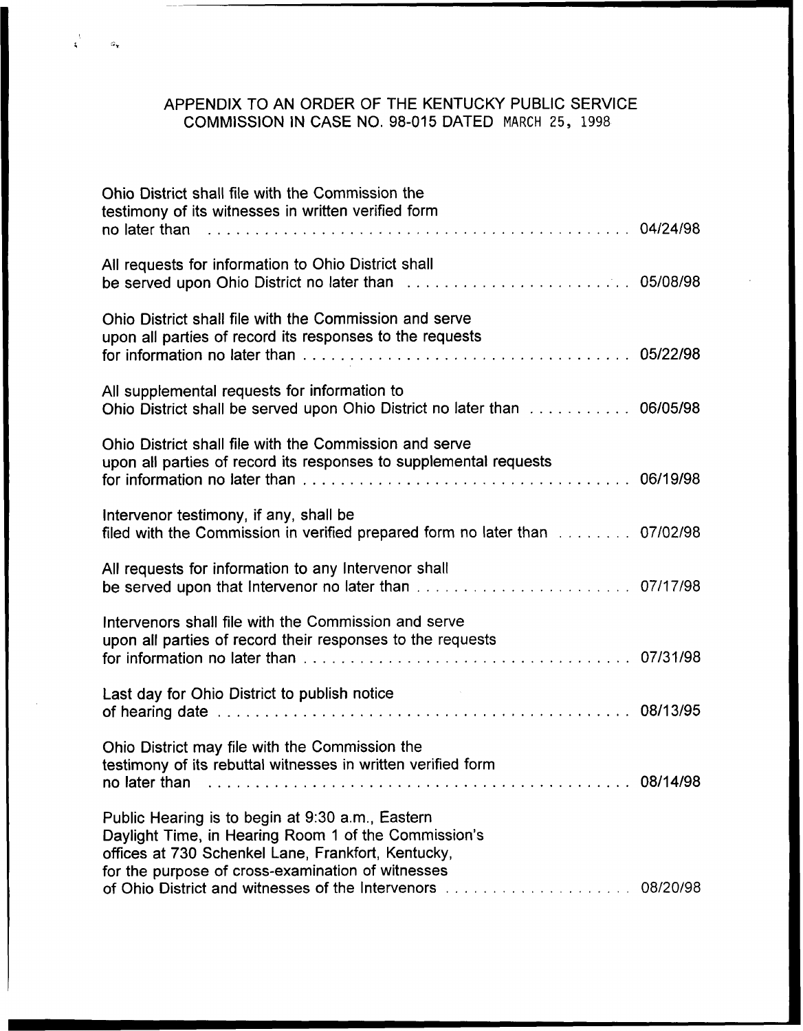APPENDIX TO AN ORDER OF THE KENTUCKY PUBLIC SERVICE COMMISSION IN CASE NO. 98-015 DATED MARCH 25, 1998

Ohio District shall file with the Commission the testimony of its witnesses in written verified form no later than . . . . . . . . . . 04/24/98

All requests for information to Ohio District shall be served upon Ohio District no later than . . . . . . . . . . 05/08/98

Ohio District shall file with the Commission and serve upon all parties of record its responses to the requests for information no later than . . . . . . . . . . 05/22/98

All supplemental requests for information to Ohio District shall be served upon Ohio District no later than . . . . . . . . . . 06/05/98

Ohio District shall file with the Commission and serve upon all parties of record its responses to supplemental requests for information no later than . . . . . . . . . . 06/19/98

Intervenor testimony, if any, shall be filed with the Commission in verified prepared form no later than . . . . . . . . 07/02/98

All requests for information to any Intervenor shall be served upon that Intervenor no later than . . . . . . . . . . 07/17/98

Intervenors shall file with the Commission and serve upon all parties of record their responses to the requests for information no later than . . . . . . . . . . 07/31/98

Last day for Ohio District to publish notice of hearing date . . . . . . . . . . 08/13/95

Ohio District may file with the Commission the testimony of its rebuttal witnesses in written verified form no later than . . . . . . . . . . 08/14/98

Public Hearing is to begin at 9:30 a.m., Eastern Daylight Time, in Hearing Room 1 of the Commission's offices at 730 Schenkel Lane, Frankfort, Kentucky, for the purpose of cross-examination of witnesses of Ohio District and witnesses of the Intervenors . . . . . . . . . . 08/20/98